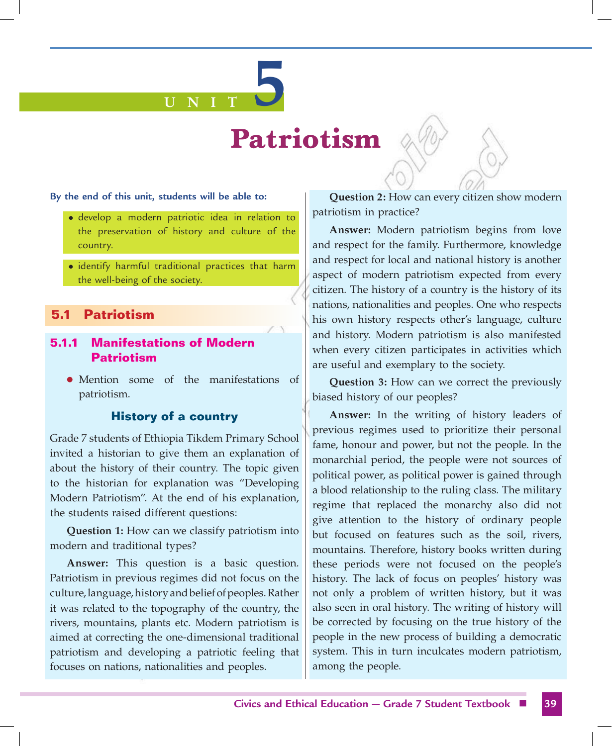# UNIT 5

# Patriotism

**By the end of this unit, students will be able to:**

- develop a modern patriotic idea in relation to the preservation of history and culture of the country.
- identify harmful traditional practices that harm the well-being of the society.

## 5.1 Patriotism

### 5.1.1 Manifestations of Modern Patriotism

- Mention some of the manifestations of patriotism.

#### History of a country

Grade 7 students of Ethiopia Tikdem Primary School invited a historian to give them an explanation of about the history of their country. The topic given to the historian for explanation was "Developing Modern Patriotism". At the end of his explanation, the students raised different questions:

**Question 1:** How can we classify patriotism into modern and traditional types?

**Answer:** This question is a basic question. Patriotism in previous regimes did not focus on the culture, language, history and belief of peoples. Rather it was related to the topography of the country, the rivers, mountains, plants etc. Modern patriotism is aimed at correcting the one-dimensional traditional patriotism and developing a patriotic feeling that focuses on nations, nationalities and peoples.

**Question 2:** How can every citizen show modern patriotism in practice?

**Answer:** Modern patriotism begins from love and respect for the family. Furthermore, knowledge and respect for local and national history is another aspect of modern patriotism expected from every citizen. The history of a country is the history of its nations, nationalities and peoples. One who respects his own history respects other's language, culture and history. Modern patriotism is also manifested when every citizen participates in activities which are useful and exemplary to the society.

**Question 3:** How can we correct the previously biased history of our peoples?

**Answer:** In the writing of history leaders of previous regimes used to prioritize their personal fame, honour and power, but not the people. In the monarchial period, the people were not sources of political power, as political power is gained through a blood relationship to the ruling class. The military regime that replaced the monarchy also did not give attention to the history of ordinary people but focused on features such as the soil, rivers, mountains. Therefore, history books written during these periods were not focused on the people's history. The lack of focus on peoples' history was not only a problem of written history, but it was also seen in oral history. The writing of history will be corrected by focusing on the true history of the people in the new process of building a democratic system. This in turn inculcates modern patriotism, among the people.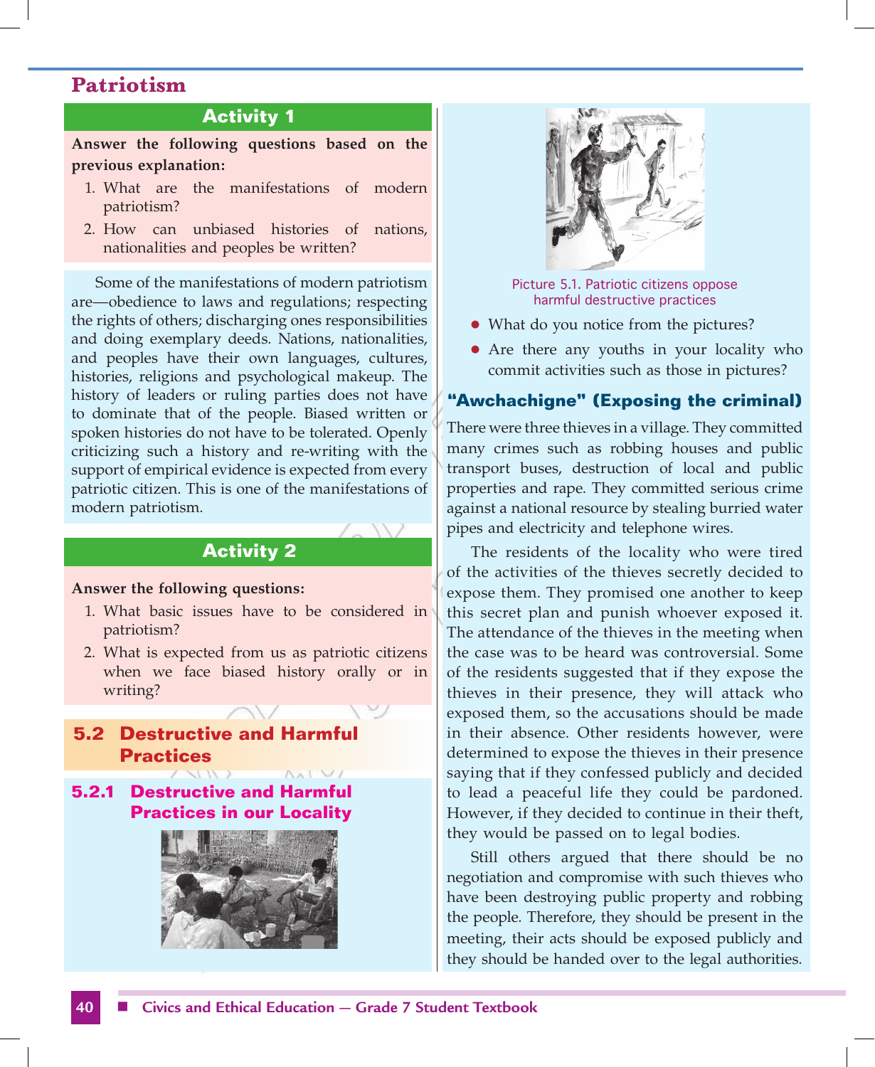# Patriotism

### Activity 1

**Answer the following questions based on the previous explanation:**

1. What are the manifestations of modern patriotism?
2. How can unbiased histories of nations, nationalities and peoples be written?

Some of the manifestations of modern patriotism are—obedience to laws and regulations; respecting the rights of others; discharging ones responsibilities and doing exemplary deeds. Nations, nationalities, and peoples have their own languages, cultures, histories, religions and psychological makeup. The history of leaders or ruling parties does not have to dominate that of the people. Biased written or spoken histories do not have to be tolerated. Openly criticizing such a history and re-writing with the support of empirical evidence is expected from every patriotic citizen. This is one of the manifestations of modern patriotism.

### Activity 2

**Answer the following questions:**

1. What basic issues have to be considered in patriotism?
2. What is expected from us as patriotic citizens when we face biased history orally or in writing?

## 5.2 Destructive and Harmful Practices

### 5.2.1 Destructive and Harmful Practices in our Locality

Picture 5.1. Patriotic citizens oppose harmful destructive practices

- What do you notice from the pictures?
- Are there any youths in your locality who commit activities such as those in pictures?

### "Awchachigne" (Exposing the criminal)

There were three thieves in a village. They committed many crimes such as robbing houses and public transport buses, destruction of local and public properties and rape. They committed serious crime against a national resource by stealing burried water pipes and electricity and telephone wires.

The residents of the locality who were tired of the activities of the thieves secretly decided to expose them. They promised one another to keep this secret plan and punish whoever exposed it. The attendance of the thieves in the meeting when the case was to be heard was controversial. Some of the residents suggested that if they expose the thieves in their presence, they will attack who exposed them, so the accusations should be made in their absence. Other residents however, were determined to expose the thieves in their presence saying that if they confessed publicly and decided to lead a peaceful life they could be pardoned. However, if they decided to continue in their theft, they would be passed on to legal bodies.

Still others argued that there should be no negotiation and compromise with such thieves who have been destroying public property and robbing the people. Therefore, they should be present in the meeting, their acts should be exposed publicly and they should be handed over to the legal authorities.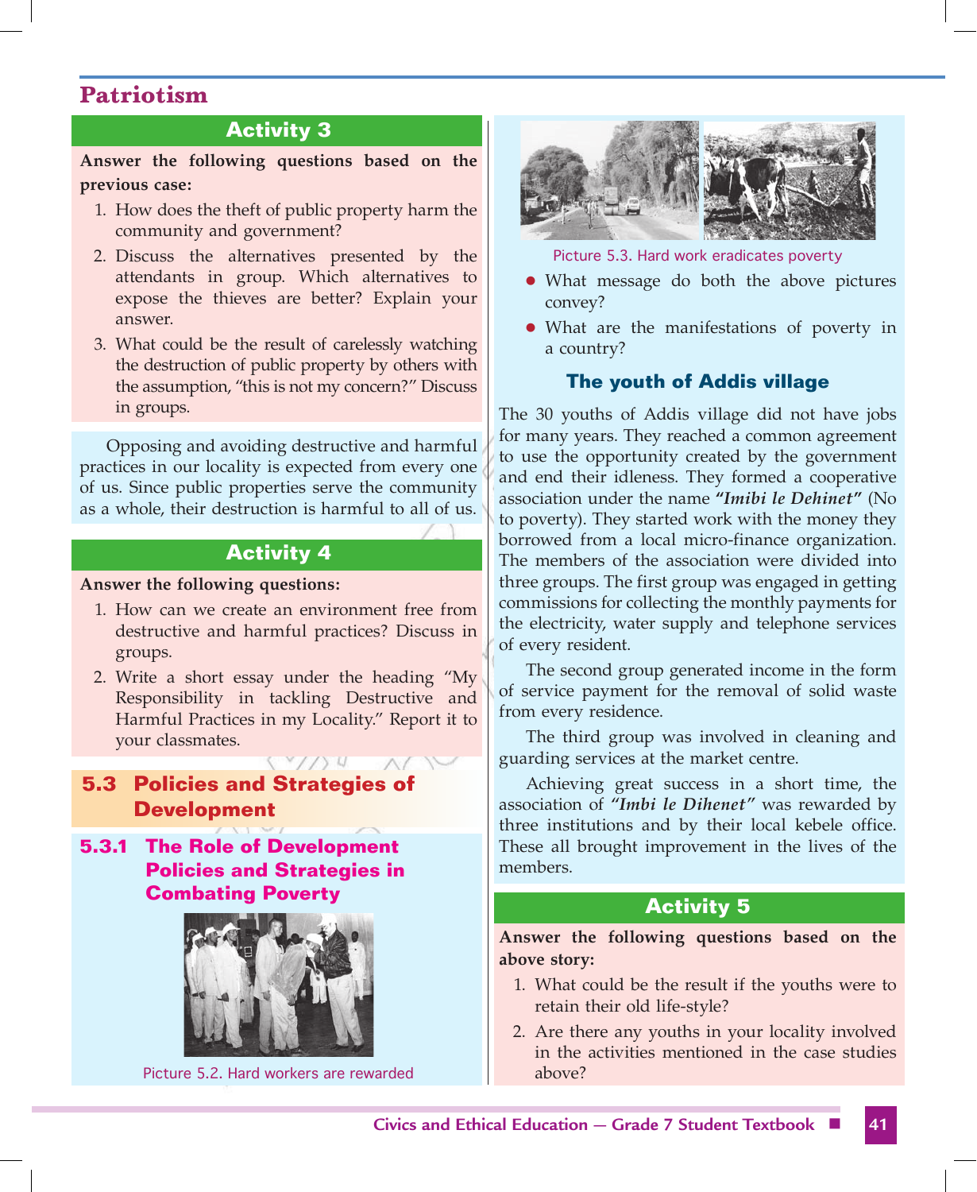## Patriotism

### Activity 3

**Answer the following questions based on the previous case:**

1. How does the theft of public property harm the community and government?
2. Discuss the alternatives presented by the attendants in group. Which alternatives to expose the thieves are better? Explain your answer.
3. What could be the result of carelessly watching the destruction of public property by others with the assumption, "this is not my concern?" Discuss in groups.

Opposing and avoiding destructive and harmful practices in our locality is expected from every one of us. Since public properties serve the community as a whole, their destruction is harmful to all of us.

### Activity 4

**Answer the following questions:**

1. How can we create an environment free from destructive and harmful practices? Discuss in groups.
2. Write a short essay under the heading "My Responsibility in tackling Destructive and Harmful Practices in my Locality." Report it to your classmates.

## 5.3 Policies and Strategies of Development

### 5.3.1 The Role of Development Policies and Strategies in Combating Poverty

Picture 5.2. Hard workers are rewarded

Picture 5.3. Hard work eradicates poverty

- What message do both the above pictures convey?
- What are the manifestations of poverty in a country?

### The youth of Addis village

The 30 youths of Addis village did not have jobs for many years. They reached a common agreement to use the opportunity created by the government and end their idleness. They formed a cooperative association under the name ***"Imibi le Dehinet"*** (No to poverty). They started work with the money they borrowed from a local micro-finance organization. The members of the association were divided into three groups. The first group was engaged in getting commissions for collecting the monthly payments for the electricity, water supply and telephone services of every resident.

The second group generated income in the form of service payment for the removal of solid waste from every residence.

The third group was involved in cleaning and guarding services at the market centre.

Achieving great success in a short time, the association of ***"Imbi le Dihenet"*** was rewarded by three institutions and by their local kebele office. These all brought improvement in the lives of the members.

### Activity 5

**Answer the following questions based on the above story:**

1. What could be the result if the youths were to retain their old life-style?
2. Are there any youths in your locality involved in the activities mentioned in the case studies above?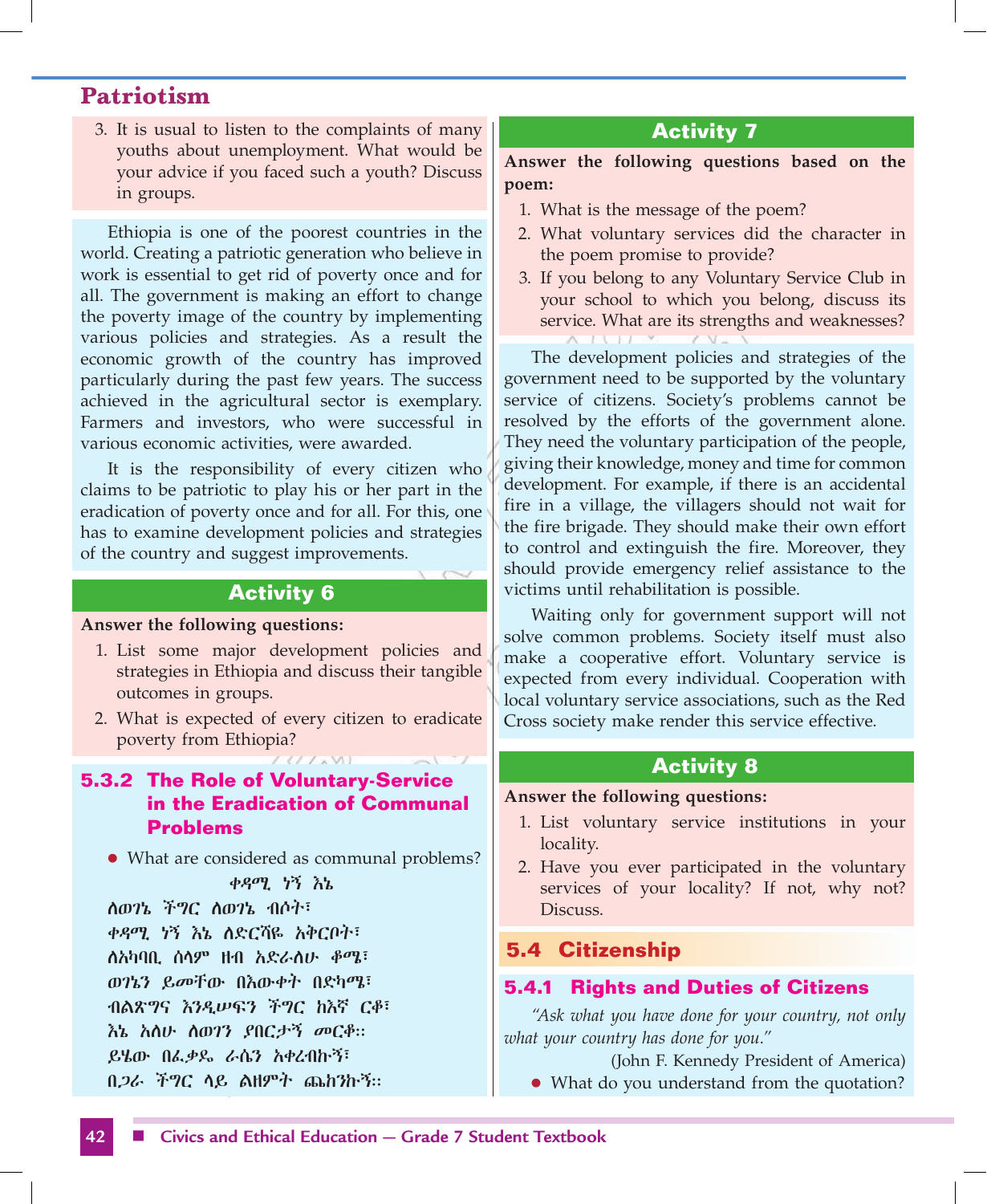3. It is usual to listen to the complaints of many youths about unemployment. What would be your advice if you faced such a youth? Discuss in groups.

Ethiopia is one of the poorest countries in the world. Creating a patriotic generation who believe in work is essential to get rid of poverty once and for all. The government is making an effort to change the poverty image of the country by implementing various policies and strategies. As a result the economic growth of the country has improved particularly during the past few years. The success achieved in the agricultural sector is exemplary. Farmers and investors, who were successful in various economic activities, were awarded.

It is the responsibility of every citizen who claims to be patriotic to play his or her part in the eradication of poverty once and for all. For this, one has to examine development policies and strategies of the country and suggest improvements.

## Activity 6

**Answer the following questions:**

1. List some major development policies and strategies in Ethiopia and discuss their tangible outcomes in groups.
2. What is expected of every citizen to eradicate poverty from Ethiopia?

### 5.3.2 The Role of Voluntary-Service in the Eradication of Communal Problems

- What are considered as communal problems?

ቀዳሚ ነኝ እኔ

ለወገኔ ችግር ለወገኔ ብሶት፣
ቀዳሚ ነኝ እኔ ለድርሻዬ አቅርቦት፣
ለአካባቢ ሰላም ዘብ አድራለሁ ቆሜ፣
ወገኔን ይመቸው በእውቀት በድካሜ፣
ብልጽግና እንዲሠፍን ችግር ከእኛ ርቆ፣
እኔ አለሁ ለወገን ያበርታኝ መርቆ::
ይሄው በፈቃዱ ራሴን አቀረብኩኝ፣
በጋራ ችግር ላይ ልዘምት ጨከንኩኝ::

## Activity 7

**Answer the following questions based on the poem:**

1. What is the message of the poem?
2. What voluntary services did the character in the poem promise to provide?
3. If you belong to any Voluntary Service Club in your school to which you belong, discuss its service. What are its strengths and weaknesses?

The development policies and strategies of the government need to be supported by the voluntary service of citizens. Society's problems cannot be resolved by the efforts of the government alone. They need the voluntary participation of the people, giving their knowledge, money and time for common development. For example, if there is an accidental fire in a village, the villagers should not wait for the fire brigade. They should make their own effort to control and extinguish the fire. Moreover, they should provide emergency relief assistance to the victims until rehabilitation is possible.

Waiting only for government support will not solve common problems. Society itself must also make a cooperative effort. Voluntary service is expected from every individual. Cooperation with local voluntary service associations, such as the Red Cross society make render this service effective.

## Activity 8

**Answer the following questions:**

1. List voluntary service institutions in your locality.
2. Have you ever participated in the voluntary services of your locality? If not, why not? Discuss.

## 5.4 Citizenship

### 5.4.1 Rights and Duties of Citizens

*"Ask what you have done for your country, not only what your country has done for you."*

(John F. Kennedy President of America)

- What do you understand from the quotation?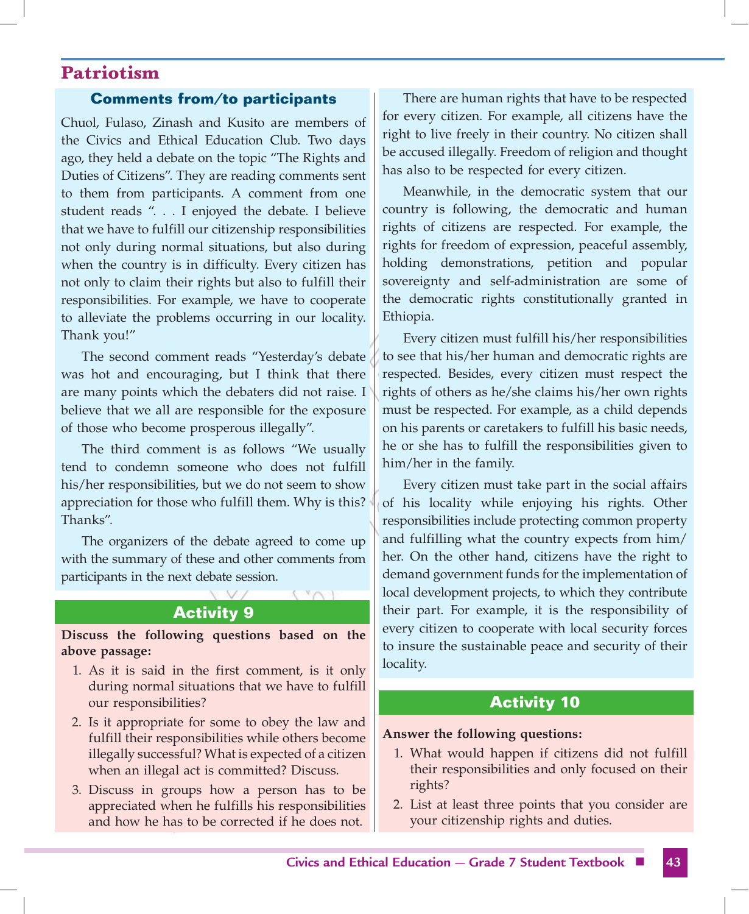## Patriotism

### Comments from/to participants

Chuol, Fulaso, Zinash and Kusito are members of the Civics and Ethical Education Club. Two days ago, they held a debate on the topic "The Rights and Duties of Citizens". They are reading comments sent to them from participants. A comment from one student reads ". . . I enjoyed the debate. I believe that we have to fulfill our citizenship responsibilities not only during normal situations, but also during when the country is in difficulty. Every citizen has not only to claim their rights but also to fulfill their responsibilities. For example, we have to cooperate to alleviate the problems occurring in our locality. Thank you!"

The second comment reads "Yesterday's debate was hot and encouraging, but I think that there are many points which the debaters did not raise. I believe that we all are responsible for the exposure of those who become prosperous illegally".

The third comment is as follows "We usually tend to condemn someone who does not fulfill his/her responsibilities, but we do not seem to show appreciation for those who fulfill them. Why is this? Thanks".

The organizers of the debate agreed to come up with the summary of these and other comments from participants in the next debate session.

### Activity 9

**Discuss the following questions based on the above passage:**

1. As it is said in the first comment, is it only during normal situations that we have to fulfill our responsibilities?
2. Is it appropriate for some to obey the law and fulfill their responsibilities while others become illegally successful? What is expected of a citizen when an illegal act is committed? Discuss.
3. Discuss in groups how a person has to be appreciated when he fulfills his responsibilities and how he has to be corrected if he does not.

There are human rights that have to be respected for every citizen. For example, all citizens have the right to live freely in their country. No citizen shall be accused illegally. Freedom of religion and thought has also to be respected for every citizen.

Meanwhile, in the democratic system that our country is following, the democratic and human rights of citizens are respected. For example, the rights for freedom of expression, peaceful assembly, holding demonstrations, petition and popular sovereignty and self-administration are some of the democratic rights constitutionally granted in Ethiopia.

Every citizen must fulfill his/her responsibilities to see that his/her human and democratic rights are respected. Besides, every citizen must respect the rights of others as he/she claims his/her own rights must be respected. For example, as a child depends on his parents or caretakers to fulfill his basic needs, he or she has to fulfill the responsibilities given to him/her in the family.

Every citizen must take part in the social affairs of his locality while enjoying his rights. Other responsibilities include protecting common property and fulfilling what the country expects from him/her. On the other hand, citizens have the right to demand government funds for the implementation of local development projects, to which they contribute their part. For example, it is the responsibility of every citizen to cooperate with local security forces to insure the sustainable peace and security of their locality.

### Activity 10

**Answer the following questions:**

1. What would happen if citizens did not fulfill their responsibilities and only focused on their rights?
2. List at least three points that you consider are your citizenship rights and duties.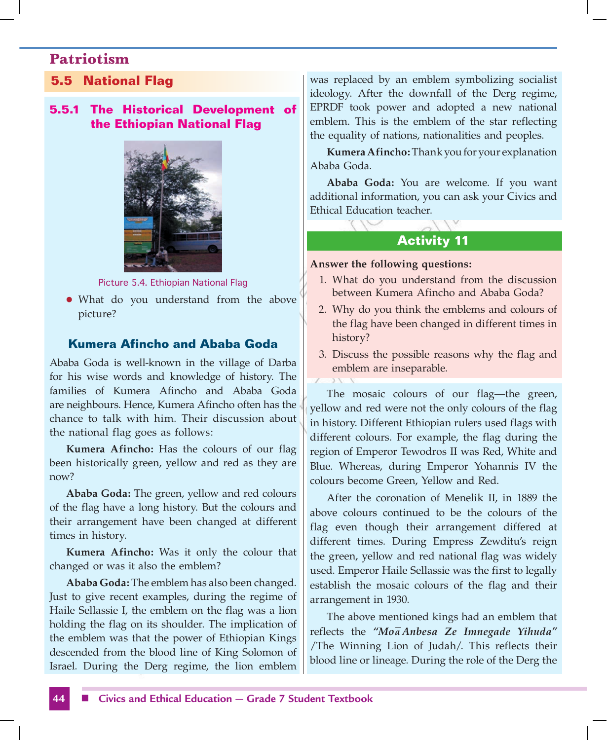# Patriotism

## 5.5 National Flag

### 5.5.1 The Historical Development of the Ethiopian National Flag

Picture 5.4. Ethiopian National Flag

- What do you understand from the above picture?

#### Kumera Afincho and Ababa Goda

Ababa Goda is well-known in the village of Darba for his wise words and knowledge of history. The families of Kumera Afincho and Ababa Goda are neighbours. Hence, Kumera Afincho often has the chance to talk with him. Their discussion about the national flag goes as follows:

**Kumera Afincho:** Has the colours of our flag been historically green, yellow and red as they are now?

**Ababa Goda:** The green, yellow and red colours of the flag have a long history. But the colours and their arrangement have been changed at different times in history.

**Kumera Afincho:** Was it only the colour that changed or was it also the emblem?

**Ababa Goda:** The emblem has also been changed. Just to give recent examples, during the regime of Haile Sellassie I, the emblem on the flag was a lion holding the flag on its shoulder. The implication of the emblem was that the power of Ethiopian Kings descended from the blood line of King Solomon of Israel. During the Derg regime, the lion emblem was replaced by an emblem symbolizing socialist ideology. After the downfall of the Derg regime, EPRDF took power and adopted a new national emblem. This is the emblem of the star reflecting the equality of nations, nationalities and peoples.

**Kumera Afincho:** Thank you for your explanation Ababa Goda.

**Ababa Goda:** You are welcome. If you want additional information, you can ask your Civics and Ethical Education teacher.

#### Activity 11

**Answer the following questions:**

1. What do you understand from the discussion between Kumera Afincho and Ababa Goda?
2. Why do you think the emblems and colours of the flag have been changed in different times in history?
3. Discuss the possible reasons why the flag and emblem are inseparable.

The mosaic colours of our flag—the green, yellow and red were not the only colours of the flag in history. Different Ethiopian rulers used flags with different colours. For example, the flag during the region of Emperor Tewodros II was Red, White and Blue. Whereas, during Emperor Yohannis IV the colours become Green, Yellow and Red.

After the coronation of Menelik II, in 1889 the above colours continued to be the colours of the flag even though their arrangement differed at different times. During Empress Zewditu's reign the green, yellow and red national flag was widely used. Emperor Haile Sellassie was the first to legally establish the mosaic colours of the flag and their arrangement in 1930.

The above mentioned kings had an emblem that reflects the ***"Moā Anbesa Ze Imnegade Yihuda"*** /The Winning Lion of Judah/. This reflects their blood line or lineage. During the role of the Derg the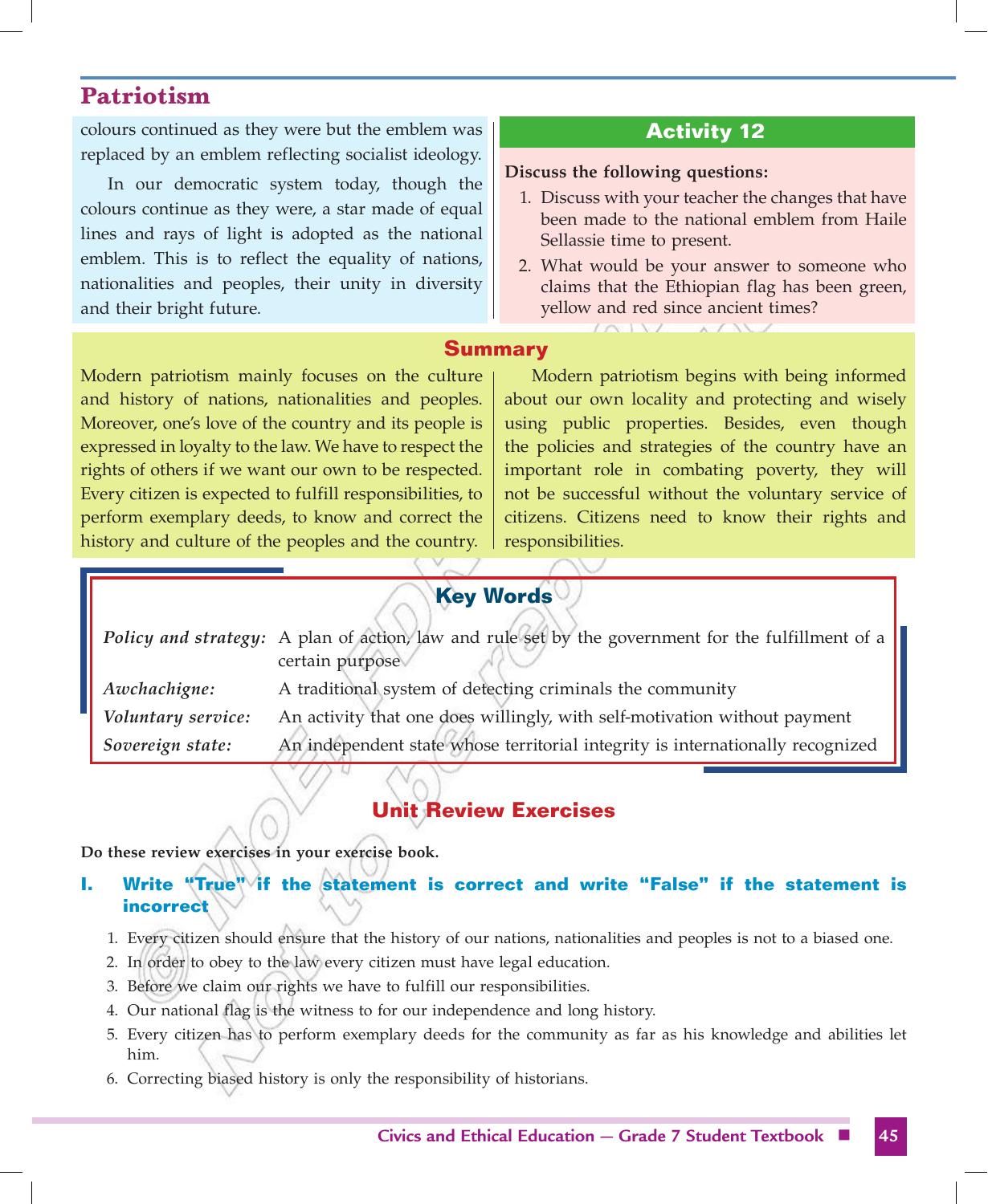## Patriotism

colours continued as they were but the emblem was replaced by an emblem reflecting socialist ideology.

In our democratic system today, though the colours continue as they were, a star made of equal lines and rays of light is adopted as the national emblem. This is to reflect the equality of nations, nationalities and peoples, their unity in diversity and their bright future.

### Activity 12

**Discuss the following questions:**

1. Discuss with your teacher the changes that have been made to the national emblem from Haile Sellassie time to present.
2. What would be your answer to someone who claims that the Ethiopian flag has been green, yellow and red since ancient times?

### Summary

Modern patriotism mainly focuses on the culture and history of nations, nationalities and peoples. Moreover, one's love of the country and its people is expressed in loyalty to the law. We have to respect the rights of others if we want our own to be respected. Every citizen is expected to fulfill responsibilities, to perform exemplary deeds, to know and correct the history and culture of the peoples and the country.

Modern patriotism begins with being informed about our own locality and protecting and wisely using public properties. Besides, even though the policies and strategies of the country have an important role in combating poverty, they will not be successful without the voluntary service of citizens. Citizens need to know their rights and responsibilities.

### Key Words

*Policy and strategy:* A plan of action, law and rule set by the government for the fulfillment of a certain purpose

*Awchachigne:* A traditional system of detecting criminals the community

*Voluntary service:* An activity that one does willingly, with self-motivation without payment

*Sovereign state:* An independent state whose territorial integrity is internationally recognized

## Unit Review Exercises

**Do these review exercises in your exercise book.**

### I. Write "True" if the statement is correct and write "False" if the statement is incorrect

1. Every citizen should ensure that the history of our nations, nationalities and peoples is not to a biased one.
2. In order to obey to the law every citizen must have legal education.
3. Before we claim our rights we have to fulfill our responsibilities.
4. Our national flag is the witness to for our independence and long history.
5. Every citizen has to perform exemplary deeds for the community as far as his knowledge and abilities let him.
6. Correcting biased history is only the responsibility of historians.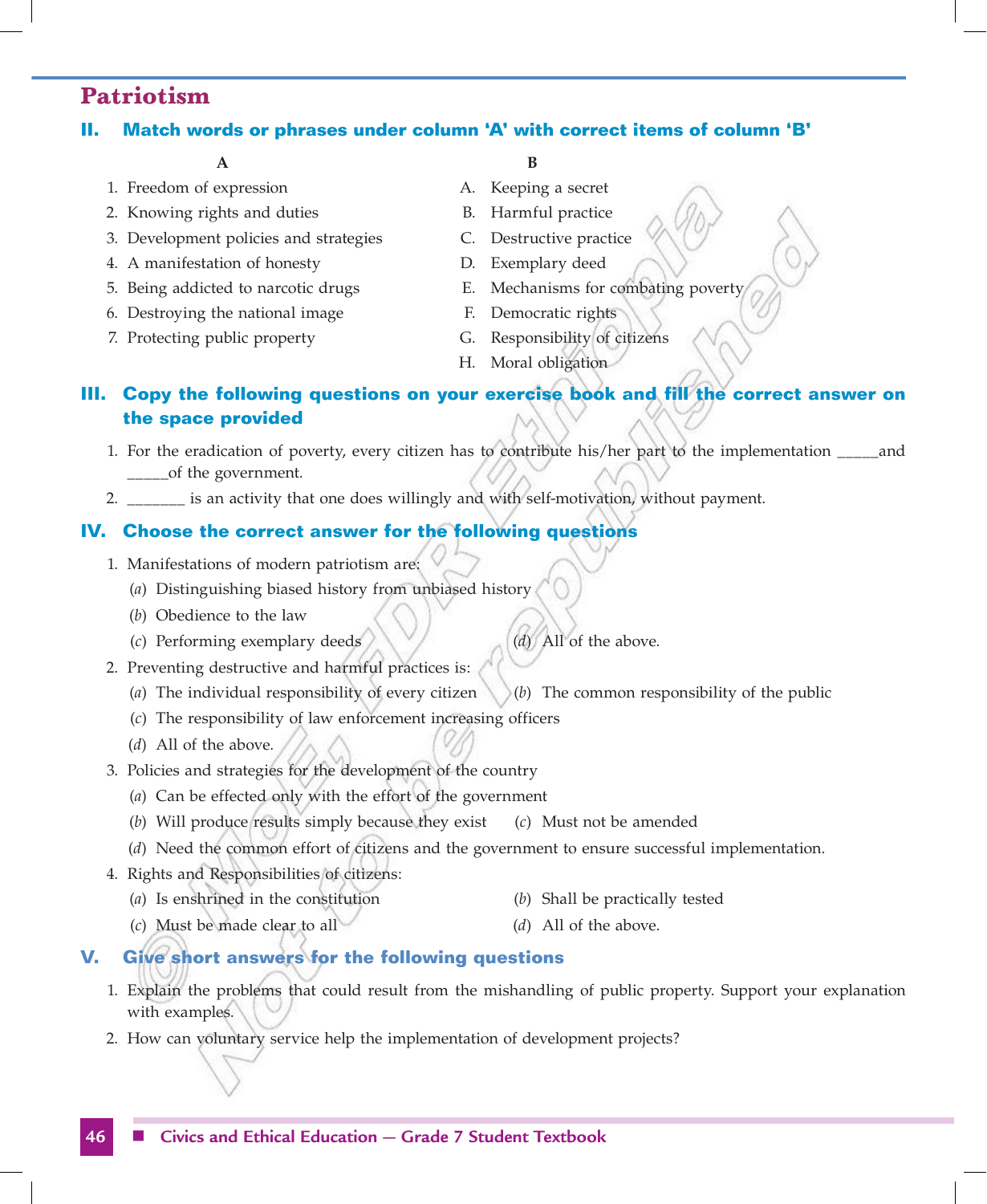## Patriotism

### II. Match words or phrases under column 'A' with correct items of column 'B'

| A | B |
|---|---|
| 1. Freedom of expression | A. Keeping a secret |
| 2. Knowing rights and duties | B. Harmful practice |
| 3. Development policies and strategies | C. Destructive practice |
| 4. A manifestation of honesty | D. Exemplary deed |
| 5. Being addicted to narcotic drugs | E. Mechanisms for combating poverty |
| 6. Destroying the national image | F. Democratic rights |
| 7. Protecting public property | G. Responsibility of citizens |
| | H. Moral obligation |

### III. Copy the following questions on your exercise book and fill the correct answer on the space provided

1. For the eradication of poverty, every citizen has to contribute his/her part to the implementation _____and _____of the government.
2. _______ is an activity that one does willingly and with self-motivation, without payment.

### IV. Choose the correct answer for the following questions

1. Manifestations of modern patriotism are:
   (*a*) Distinguishing biased history from unbiased history
   (*b*) Obedience to the law
   (*c*) Performing exemplary deeds
   (*d*) All of the above.
2. Preventing destructive and harmful practices is:
   (*a*) The individual responsibility of every citizen
   (*b*) The common responsibility of the public
   (*c*) The responsibility of law enforcement increasing officers
   (*d*) All of the above.
3. Policies and strategies for the development of the country
   (*a*) Can be effected only with the effort of the government
   (*b*) Will produce results simply because they exist
   (*c*) Must not be amended
   (*d*) Need the common effort of citizens and the government to ensure successful implementation.
4. Rights and Responsibilities of citizens:
   (*a*) Is enshrined in the constitution
   (*b*) Shall be practically tested
   (*c*) Must be made clear to all
   (*d*) All of the above.

### V. Give short answers for the following questions

1. Explain the problems that could result from the mishandling of public property. Support your explanation with examples.
2. How can voluntary service help the implementation of development projects?